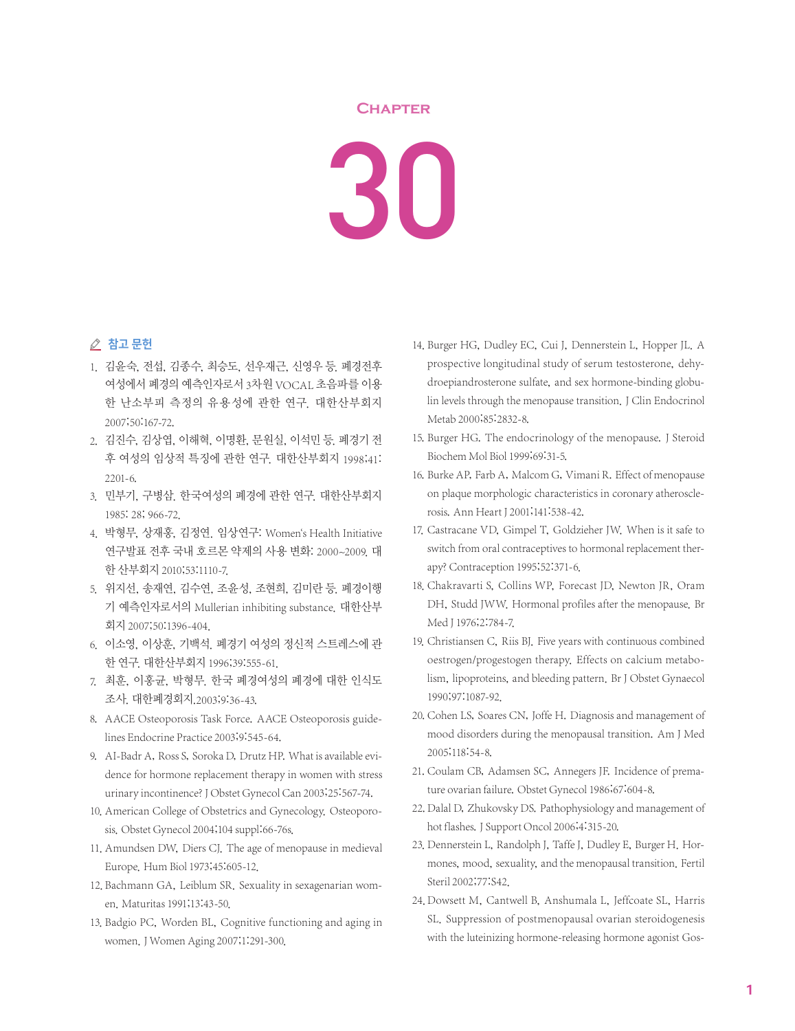# Chapter 30

## 참고 문헌

1. 김윤숙, 전섭, 김종수, 최승도, 선우재근, 신영우 등. 폐경전후 여성에서 폐경의 예측인자로서 3차원 VOCAL 초음파를 이용한 난소부피 측정의 유용성에 관한 연구. 대한산부회지 2007;50:167-72.
2. 김진수, 김상엽, 이해혁, 이명환, 문원실, 이석민 등. 폐경기 전후 여성의 임상적 특징에 관한 연구. 대한산부회지 1998;41:2201-6.
3. 민부기, 구병삼. 한국여성의 폐경에 관한 연구. 대한산부회지 1985; 28; 966-72.
4. 박형무, 상재홍, 김정연. 임상연구: Women's Health Initiative 연구발표 전후 국내 호르몬 약제의 사용 변화: 2000~2009. 대한 산부회지 2010;53:1110-7.
5. 위지선, 송재연, 김수연, 조윤성, 조현희, 김미란 등. 폐경이행기 예측인자로서의 Mullerian inhibiting substance. 대한산부회지 2007;50:1396-404.
6. 이소영, 이상훈, 기백석. 폐경기 여성의 정신적 스트레스에 관한 연구. 대한산부회지 1996;39:555-61.
7. 최훈, 이홍균, 박형무. 한국 폐경여성의 폐경에 대한 인식도 조사. 대한폐경회지.2003;9:36-43.
8. AACE Osteoporosis Task Force. AACE Osteoporosis guidelines Endocrine Practice 2003;9:545-64.
9. Al-Badr A, Ross S, Soroka D, Drutz HP. What is available evidence for hormone replacement therapy in women with stress urinary incontinence? J Obstet Gynecol Can 2003;25:567-74.
10. American College of Obstetrics and Gynecology. Osteoporosis. Obstet Gynecol 2004;104 suppl:66-76s.
11. Amundsen DW, Diers CJ. The age of menopause in medieval Europe. Hum Biol 1973;45:605-12.
12. Bachmann GA, Leiblum SR. Sexuality in sexagenarian women. Maturitas 1991;13:43-50.
13. Badgio PC, Worden BL. Cognitive functioning and aging in women. J Women Aging 2007;1:291-300.
14. Burger HG, Dudley EC, Cui J, Dennerstein L, Hopper JL. A prospective longitudinal study of serum testosterone, dehydroepiandrosterone sulfate, and sex hormone-binding globulin levels through the menopause transition. J Clin Endocrinol Metab 2000;85:2832-8.
15. Burger HG. The endocrinology of the menopause. J Steroid Biochem Mol Biol 1999;69:31-5.
16. Burke AP, Farb A, Malcom G, Vimani R. Effect of menopause on plaque morphologic characteristics in coronary atherosclerosis. Ann Heart J 2001;141:538-42.
17. Castracane VD, Gimpel T, Goldzieher JW. When is it safe to switch from oral contraceptives to hormonal replacement therapy? Contraception 1995;52:371-6.
18. Chakravarti S, Collins WP, Forecast JD, Newton JR, Oram DH, Studd JWW. Hormonal profiles after the menopause. Br Med J 1976;2:784-7.
19. Christiansen C, Riis BJ. Five years with continuous combined oestrogen/progestogen therapy. Effects on calcium metabolism, lipoproteins, and bleeding pattern. Br J Obstet Gynaecol 1990;97:1087-92.
20. Cohen LS, Soares CN, Joffe H. Diagnosis and management of mood disorders during the menopausal transition. Am J Med 2005;118:54-8.
21. Coulam CB, Adamsen SC, Annegers JF. Incidence of premature ovarian failure. Obstet Gynecol 1986;67:604-8.
22. Dalal D, Zhukovsky DS. Pathophysiology and management of hot flashes. J Support Oncol 2006;4:315-20.
23. Dennerstein L, Randolph J, Taffe J, Dudley E, Burger H. Hormones, mood, sexuality, and the menopausal transition. Fertil Steril 2002;77:S42.
24. Dowsett M, Cantwell B, Anshumala L, Jeffcoate SL, Harris SL. Suppression of postmenopausal ovarian steroidogenesis with the luteinizing hormone-releasing hormone agonist Gos-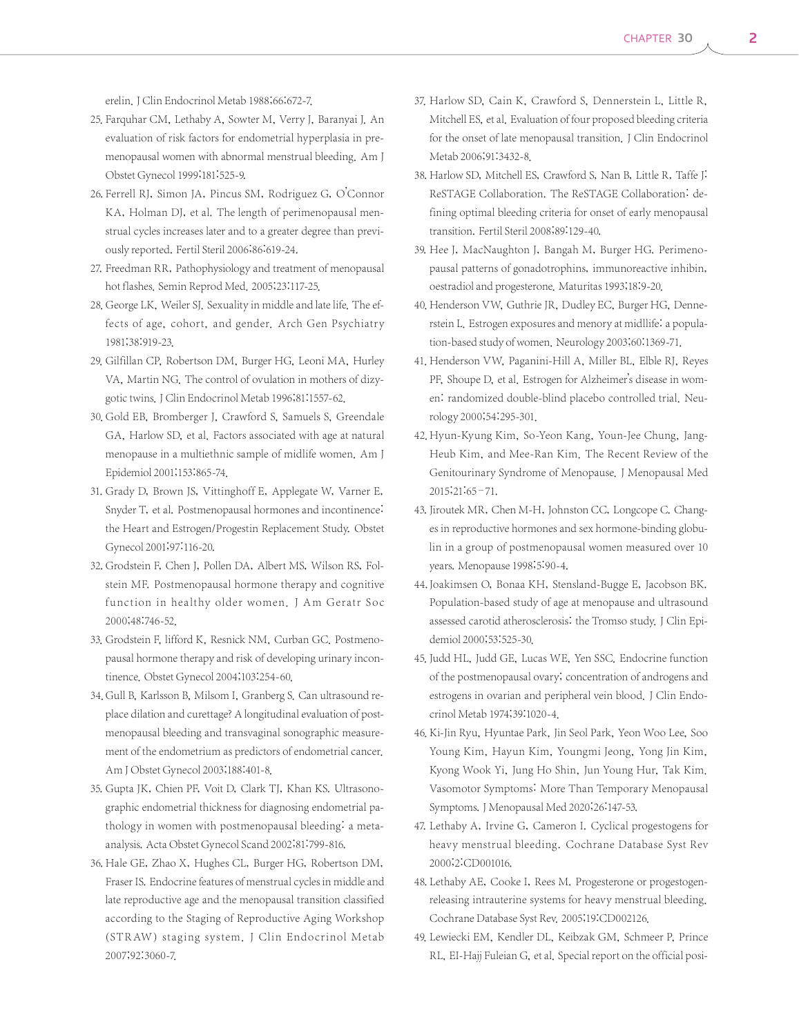erelin. J Clin Endocrinol Metab 1988;66:672-7.

25. Farquhar CM, Lethaby A, Sowter M, Verry J, Baranyai J. An evaluation of risk factors for endometrial hyperplasia in premenopausal women with abnormal menstrual bleeding. Am J Obstet Gynecol 1999;181:525-9.
26. Ferrell RJ, Simon JA, Pincus SM, Rodriguez G, O'Connor KA, Holman DJ, et al. The length of perimenopausal menstrual cycles increases later and to a greater degree than previously reported. Fertil Steril 2006;86:619-24.
27. Freedman RR, Pathophysiology and treatment of menopausal hot flashes. Semin Reprod Med. 2005;23:117-25.
28. George LK, Weiler SJ. Sexuality in middle and late life. The effects of age, cohort, and gender. Arch Gen Psychiatry 1981;38:919-23.
29. Gilfillan CP, Robertson DM, Burger HG, Leoni MA, Hurley VA, Martin NG. The control of ovulation in mothers of dizygotic twins. J Clin Endocrinol Metab 1996;81:1557-62.
30. Gold EB, Bromberger J, Crawford S, Samuels S, Greendale GA, Harlow SD, et al. Factors associated with age at natural menopause in a multiethnic sample of midlife women. Am J Epidemiol 2001;153:865-74.
31. Grady D, Brown JS, Vittinghoff E, Applegate W, Varner E, Snyder T, et al. Postmenopausal hormones and incontinence: the Heart and Estrogen/Progestin Replacement Study. Obstet Gynecol 2001;97:116-20.
32. Grodstein F, Chen J, Pollen DA, Albert MS, Wilson RS, Folstein MF. Postmenopausal hormone therapy and cognitive function in healthy older women. J Am Geratr Soc 2000;48:746-52.
33. Grodstein F, lifford K, Resnick NM, Curban GC. Postmenopausal hormone therapy and risk of developing urinary incontinence. Obstet Gynecol 2004;103:254-60.
34. Gull B, Karlsson B, Milsom I, Granberg S. Can ultrasound replace dilation and curettage? A longitudinal evaluation of postmenopausal bleeding and transvaginal sonographic measurement of the endometrium as predictors of endometrial cancer. Am J Obstet Gynecol 2003;188:401-8.
35. Gupta JK, Chien PF, Voit D, Clark TJ, Khan KS. Ultrasonographic endometrial thickness for diagnosing endometrial pathology in women with postmenopausal bleeding: a meta-analysis. Acta Obstet Gynecol Scand 2002;81:799-816.
36. Hale GE, Zhao X, Hughes CL, Burger HG, Robertson DM, Fraser IS. Endocrine features of menstrual cycles in middle and late reproductive age and the menopausal transition classified according to the Staging of Reproductive Aging Workshop (STRAW) staging system. J Clin Endocrinol Metab 2007;92:3060-7.
37. Harlow SD, Cain K, Crawford S, Dennerstein L, Little R, Mitchell ES, et al. Evaluation of four proposed bleeding criteria for the onset of late menopausal transition. J Clin Endocrinol Metab 2006;91:3432-8.
38. Harlow SD, Mitchell ES, Crawford S, Nan B, Little R, Taffe J; ReSTAGE Collaboration. The ReSTAGE Collaboration: defining optimal bleeding criteria for onset of early menopausal transition. Fertil Steril 2008;89:129-40.
39. Hee J, MacNaughton J, Bangah M, Burger HG. Perimenopausal patterns of gonadotrophins, immunoreactive inhibin, oestradiol and progesterone. Maturitas 1993;18:9-20.
40. Henderson VW, Guthrie JR, Dudley EC, Burger HG, Dennerstein L. Estrogen exposures and menory at midllife: a population-based study of women. Neurology 2003;60:1369-71.
41. Henderson VW, Paganini-Hill A, Miller BL, Elble RJ, Reyes PF, Shoupe D, et al. Estrogen for Alzheimer's disease in women: randomized double-blind placebo controlled trial. Neurology 2000;54:295-301.
42. Hyun-Kyung Kim, So-Yeon Kang, Youn-Jee Chung, Jang-Heub Kim, and Mee-Ran Kim. The Recent Review of the Genitourinary Syndrome of Menopause. J Menopausal Med 2015;21:65–71.
43. Jiroutek MR, Chen M-H, Johnston CC, Longcope C. Changes in reproductive hormones and sex hormone-binding globulin in a group of postmenopausal women measured over 10 years. Menopause 1998;5:90-4.
44. Joakimsen O, Bonaa KH, Stensland-Bugge E, Jacobson BK. Population-based study of age at menopause and ultrasound assessed carotid atherosclerosis: the Tromso study. J Clin Epidemiol 2000;53:525-30.
45. Judd HL, Judd GE, Lucas WE, Yen SSC. Endocrine function of the postmenopausal ovary; concentration of androgens and estrogens in ovarian and peripheral vein blood. J Clin Endocrinol Metab 1974;39:1020-4.
46. Ki-Jin Ryu, Hyuntae Park, Jin Seol Park, Yeon Woo Lee, Soo Young Kim, Hayun Kim, Youngmi Jeong, Yong Jin Kim, Kyong Wook Yi, Jung Ho Shin, Jun Young Hur, Tak Kim. Vasomotor Symptoms: More Than Temporary Menopausal Symptoms. J Menopausal Med 2020;26:147-53.
47. Lethaby A, Irvine G, Cameron I. Cyclical progestogens for heavy menstrual bleeding. Cochrane Database Syst Rev 2000;2:CD001016.
48. Lethaby AE, Cooke I, Rees M. Progesterone or progestogen-releasing intrauterine systems for heavy menstrual bleeding. Cochrane Database Syst Rev. 2005;19:CD002126.
49. Lewiecki EM, Kendler DL, Keibzak GM, Schmeer P, Prince RL, El-Hajj Fuleian G, et al. Special report on the official posi-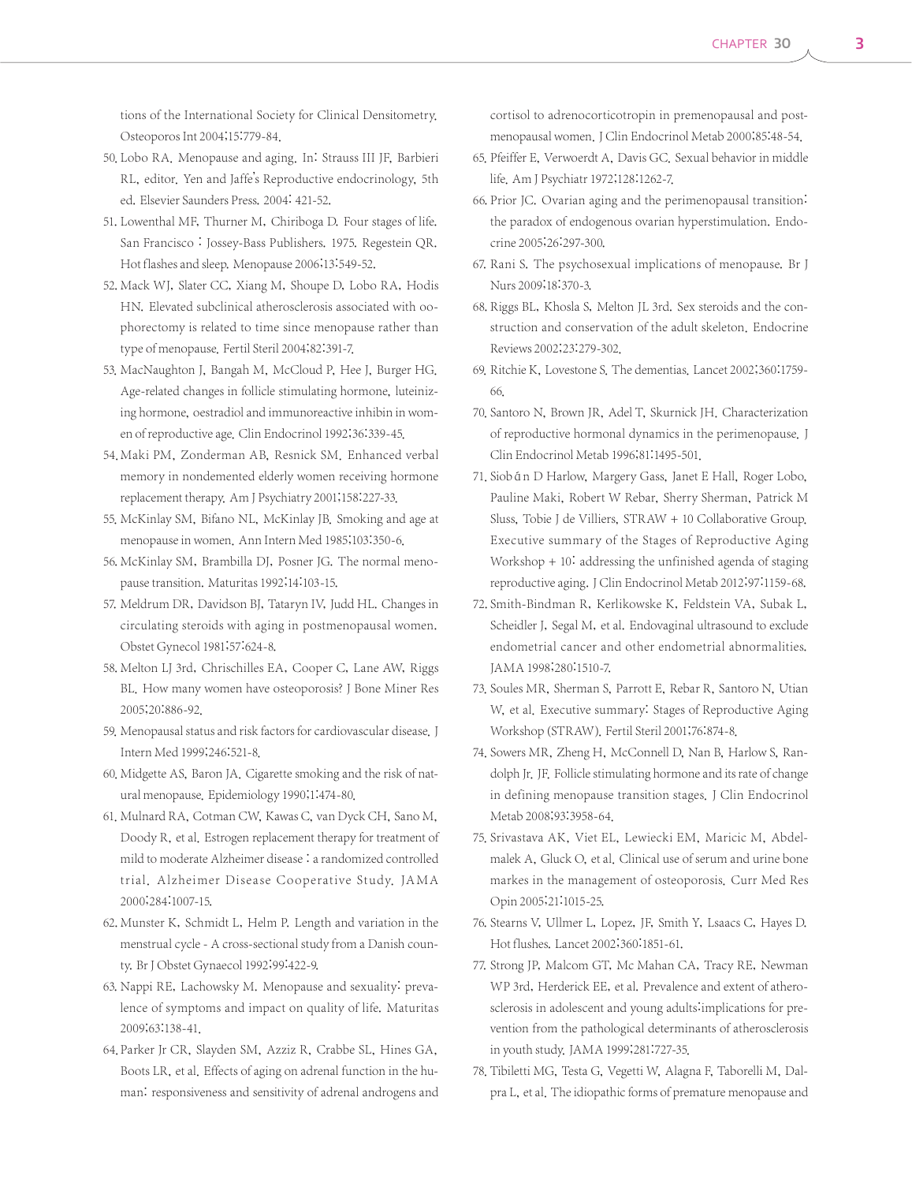tions of the International Society for Clinical Densitometry. Osteoporos Int 2004;15:779-84.

50. Lobo RA. Menopause and aging. In: Strauss III JF, Barbieri RL, editor. Yen and Jaffe's Reproductive endocrinology. 5th ed. Elsevier Saunders Press. 2004: 421-52.
51. Lowenthal MF, Thurner M, Chiriboga D. Four stages of life. San Francisco : Jossey-Bass Publishers. 1975. Regestein QR. Hot flashes and sleep. Menopause 2006;13:549-52.
52. Mack WJ, Slater CC, Xiang M, Shoupe D, Lobo RA, Hodis HN. Elevated subclinical atherosclerosis associated with oophorectomy is related to time since menopause rather than type of menopause. Fertil Steril 2004;82:391-7.
53. MacNaughton J, Bangah M, McCloud P, Hee J, Burger HG. Age-related changes in follicle stimulating hormone, luteinizing hormone, oestradiol and immunoreactive inhibin in women of reproductive age. Clin Endocrinol 1992;36:339-45.
54. Maki PM, Zonderman AB, Resnick SM. Enhanced verbal memory in nondemented elderly women receiving hormone replacement therapy. Am J Psychiatry 2001;158:227-33.
55. McKinlay SM, Bifano NL, McKinlay JB. Smoking and age at menopause in women. Ann Intern Med 1985;103:350-6.
56. McKinlay SM, Brambilla DJ, Posner JG. The normal menopause transition. Maturitas 1992;14:103-15.
57. Meldrum DR, Davidson BJ, Tataryn IV, Judd HL. Changes in circulating steroids with aging in postmenopausal women. Obstet Gynecol 1981;57:624-8.
58. Melton LJ 3rd, Chrischilles EA, Cooper C, Lane AW, Riggs BL. How many women have osteoporosis? J Bone Miner Res 2005;20:886-92.
59. Menopausal status and risk factors for cardiovascular disease. J Intern Med 1999;246:521-8.
60. Midgette AS, Baron JA. Cigarette smoking and the risk of natural menopause. Epidemiology 1990;1:474-80.
61. Mulnard RA, Cotman CW, Kawas C, van Dyck CH, Sano M, Doody R, et al. Estrogen replacement therapy for treatment of mild to moderate Alzheimer disease : a randomized controlled trial. Alzheimer Disease Cooperative Study. JAMA 2000;284:1007-15.
62. Munster K, Schmidt L, Helm P. Length and variation in the menstrual cycle - A cross-sectional study from a Danish county. Br J Obstet Gynaecol 1992;99:422-9.
63. Nappi RE, Lachowsky M. Menopause and sexuality: prevalence of symptoms and impact on quality of life. Maturitas 2009;63:138-41.
64. Parker Jr CR, Slayden SM, Azziz R, Crabbe SL, Hines GA, Boots LR, et al. Effects of aging on adrenal function in the human: responsiveness and sensitivity of adrenal androgens and cortisol to adrenocorticotropin in premenopausal and postmenopausal women. J Clin Endocrinol Metab 2000;85:48-54.
65. Pfeiffer E, Verwoerdt A, Davis GC. Sexual behavior in middle life. Am J Psychiatr 1972;128:1262-7.
66. Prior JC. Ovarian aging and the perimenopausal transition: the paradox of endogenous ovarian hyperstimulation. Endocrine 2005;26:297-300.
67. Rani S. The psychosexual implications of menopause. Br J Nurs 2009;18:370-3.
68. Riggs BL, Khosla S, Melton JL 3rd. Sex steroids and the construction and conservation of the adult skeleton. Endocrine Reviews 2002;23:279-302.
69. Ritchie K, Lovestone S. The dementias. Lancet 2002;360:1759-66.
70. Santoro N, Brown JR, Adel T, Skurnick JH. Characterization of reproductive hormonal dynamics in the perimenopause. J Clin Endocrinol Metab 1996;81:1495-501.
71. Siobán D Harlow, Margery Gass, Janet E Hall, Roger Lobo, Pauline Maki, Robert W Rebar, Sherry Sherman, Patrick M Sluss, Tobie J de Villiers, STRAW + 10 Collaborative Group. Executive summary of the Stages of Reproductive Aging Workshop + 10: addressing the unfinished agenda of staging reproductive aging. J Clin Endocrinol Metab 2012;97:1159-68.
72. Smith-Bindman R, Kerlikowske K, Feldstein VA, Subak L, Scheidler J, Segal M, et al. Endovaginal ultrasound to exclude endometrial cancer and other endometrial abnormalities. JAMA 1998;280:1510-7.
73. Soules MR, Sherman S, Parrott E, Rebar R, Santoro N, Utian W, et al. Executive summary: Stages of Reproductive Aging Workshop (STRAW). Fertil Steril 2001;76:874-8.
74. Sowers MR, Zheng H, McConnell D, Nan B, Harlow S, Randolph Jr. JF. Follicle stimulating hormone and its rate of change in defining menopause transition stages. J Clin Endocrinol Metab 2008;93:3958-64.
75. Srivastava AK, Viet EL, Lewiecki EM, Maricic M, Abdelmalek A, Gluck O, et al. Clinical use of serum and urine bone markes in the management of osteoporosis. Curr Med Res Opin 2005;21:1015-25.
76. Stearns V, Ullmer L, Lopez, JF, Smith Y, Lsaacs C, Hayes D. Hot flushes. Lancet 2002;360:1851-61.
77. Strong JP, Malcom GT, Mc Mahan CA, Tracy RE, Newman WP 3rd, Herderick EE, et al. Prevalence and extent of atherosclerosis in adolescent and young adults:implications for prevention from the pathological determinants of atherosclerosis in youth study. JAMA 1999;281:727-35.
78. Tibiletti MG, Testa G, Vegetti W, Alagna F, Taborelli M, Dalpra L, et al. The idiopathic forms of premature menopause and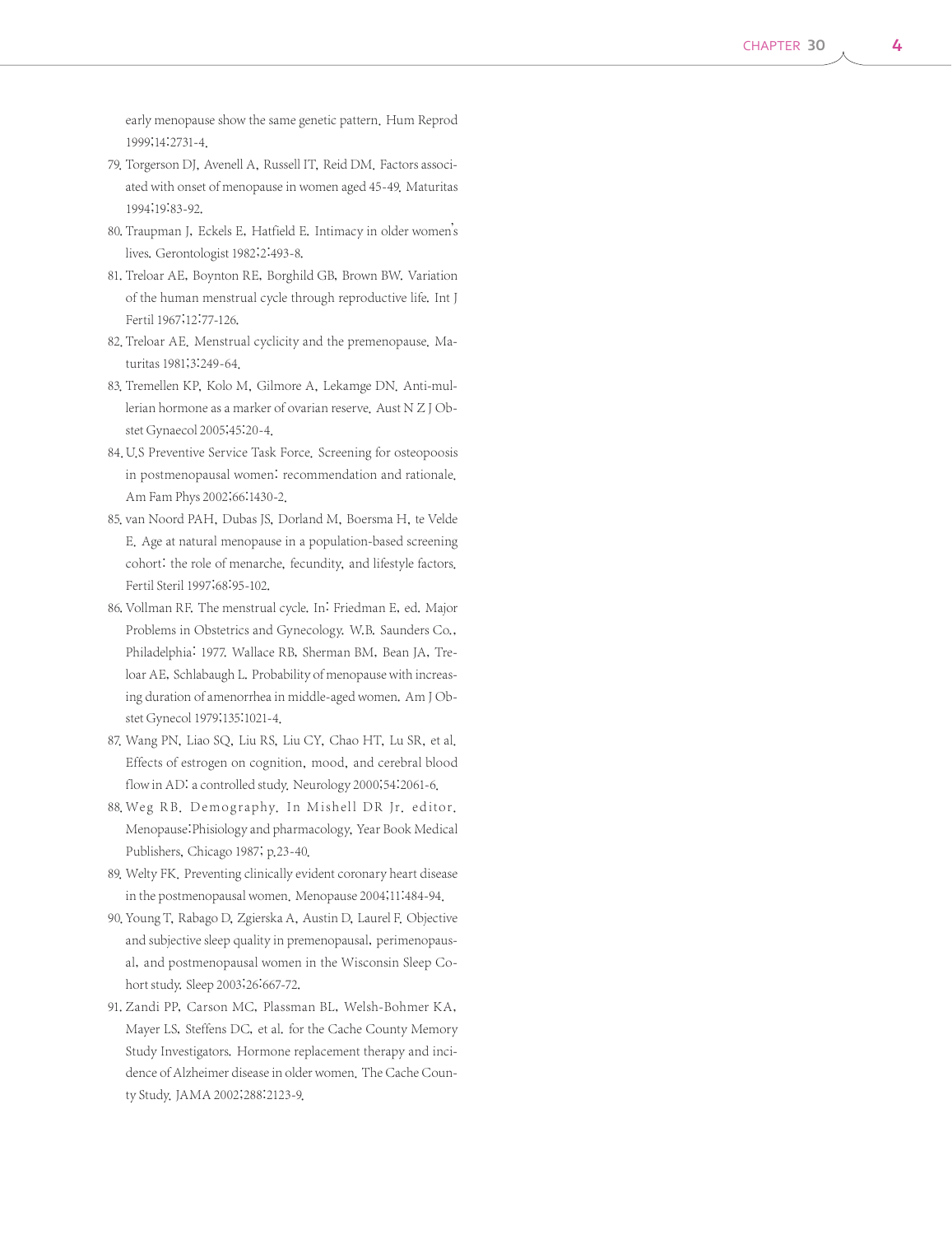early menopause show the same genetic pattern. Hum Reprod 1999;14:2731-4.

79. Torgerson DJ, Avenell A, Russell IT, Reid DM. Factors associated with onset of menopause in women aged 45-49. Maturitas 1994;19:83-92.
80. Traupman J, Eckels E, Hatfield E. Intimacy in older women's lives. Gerontologist 1982;2:493-8.
81. Treloar AE, Boynton RE, Borghild GB, Brown BW. Variation of the human menstrual cycle through reproductive life. Int J Fertil 1967;12:77-126.
82. Treloar AE. Menstrual cyclicity and the premenopause. Maturitas 1981;3:249-64.
83. Tremellen KP, Kolo M, Gilmore A, Lekamge DN. Anti-mullerian hormone as a marker of ovarian reserve. Aust N Z J Obstet Gynaecol 2005;45:20-4.
84. U.S Preventive Service Task Force. Screening for osteopoosis in postmenopausal women: recommendation and rationale. Am Fam Phys 2002;66:1430-2.
85. van Noord PAH, Dubas JS, Dorland M, Boersma H, te Velde E. Age at natural menopause in a population-based screening cohort: the role of menarche, fecundity, and lifestyle factors. Fertil Steril 1997;68:95-102.
86. Vollman RF. The menstrual cycle. In: Friedman E, ed. Major Problems in Obstetrics and Gynecology. W.B. Saunders Co., Philadelphia: 1977. Wallace RB, Sherman BM, Bean JA, Treloar AE, Schlabaugh L. Probability of menopause with increasing duration of amenorrhea in middle-aged women. Am J Obstet Gynecol 1979;135:1021-4.
87. Wang PN, Liao SQ, Liu RS, Liu CY, Chao HT, Lu SR, et al. Effects of estrogen on cognition, mood, and cerebral blood flow in AD: a controlled study. Neurology 2000;54:2061-6.
88. Weg RB. Demography. In Mishell DR Jr. editor. Menopause:Phisiology and pharmacology. Year Book Medical Publishers, Chicago 1987; p.23-40.
89. Welty FK. Preventing clinically evident coronary heart disease in the postmenopausal women. Menopause 2004;11:484-94.
90. Young T, Rabago D, Zgierska A, Austin D, Laurel F. Objective and subjective sleep quality in premenopausal, perimenopausal, and postmenopausal women in the Wisconsin Sleep Cohort study. Sleep 2003;26:667-72.
91. Zandi PP, Carson MC, Plassman BL, Welsh-Bohmer KA, Mayer LS, Steffens DC, et al. for the Cache County Memory Study Investigators. Hormone replacement therapy and incidence of Alzheimer disease in older women. The Cache County Study. JAMA 2002;288:2123-9.